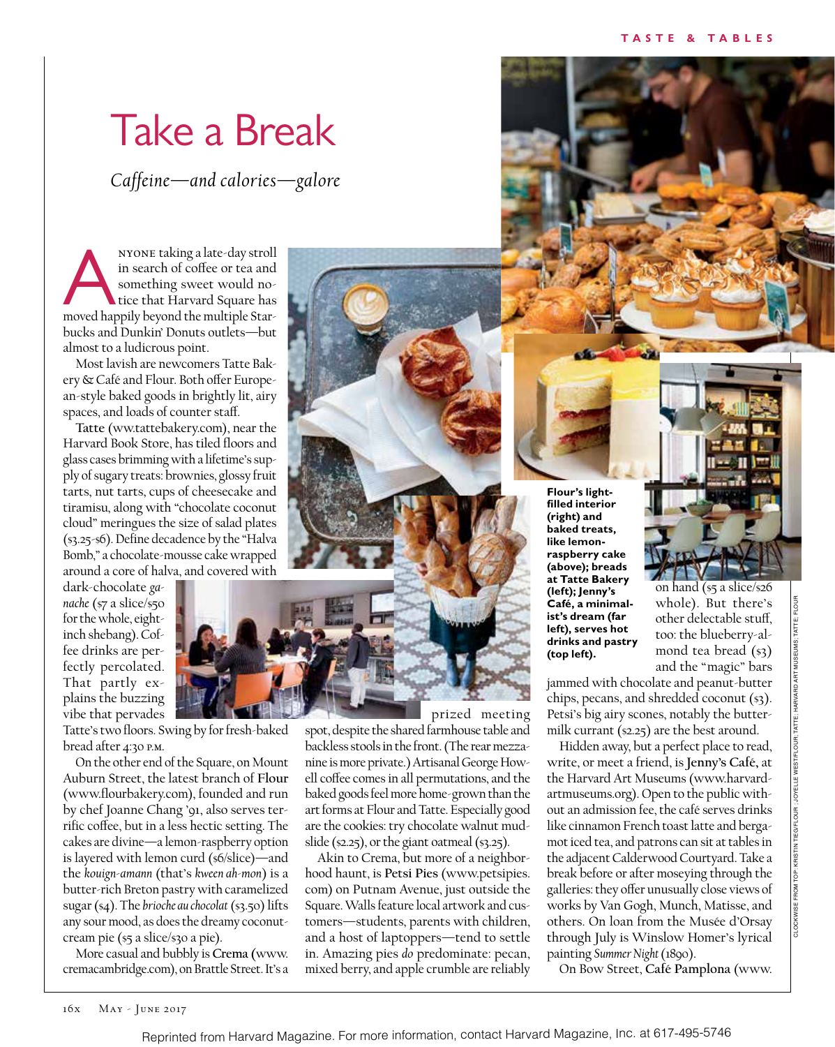# Take a Break

*Caffeine—and calories—galore*

Anyone taking a late-day stroll in search of coffee or tea and something sweet would notice that Harvard Square has moved happily beyond the multiple Starbucks and Dunkin' Donuts outlets—but almost to a ludicrous point.

Most lavish are newcomers Tatte Bakery & Café and Flour. Both offer European-style baked goods in brightly lit, airy spaces, and loads of counter staff.

**Tatte** (www.tattebakery.com), near the Harvard Book Store, has tiled floors and glass cases brimming with a lifetime's supply of sugary treats: brownies, glossy fruit tarts, nut tarts, cups of cheesecake and tiramisu, along with "chocolate coconut cloud" meringues the size of salad plates ($3.25-$6). Define decadence by the "Halva Bomb," a chocolate-mousse cake wrapped around a core of halva, and covered with dark-chocolate *ganache* ($7 a slice/$50 for the whole, eight-inch shebang). Coffee drinks are perfectly percolated. That partly explains the buzzing vibe that pervades Tatte's two floors. Swing by for fresh-baked bread after 4:30 p.m.

On the other end of the Square, on Mount Auburn Street, the latest branch of **Flour** (www.flourbakery.com), founded and run by chef Joanne Chang '91, also serves terrific coffee, but in a less hectic setting. The cakes are divine—a lemon-raspberry option is layered with lemon curd ($6/slice)—and the *kouign-amann* (that's *kween ah-mon*) is a butter-rich Breton pastry with caramelized sugar ($4). The *brioche au chocolat* ($3.50) lifts any sour mood, as does the dreamy coconut-cream pie ($5 a slice/$30 a pie).

More casual and bubbly is **Crema** (www.cremacambridge.com), on Brattle Street. It's a prized meeting spot, despite the shared farmhouse table and backless stools in the front. (The rear mezzanine is more private.) Artisanal George Howell coffee comes in all permutations, and the baked goods feel more home-grown than the art forms at Flour and Tatte. Especially good are the cookies: try chocolate walnut mudslide ($2.25), or the giant oatmeal ($3.25).

Akin to Crema, but more of a neighborhood haunt, is **Petsi Pies** (www.petsipies.com) on Putnam Avenue, just outside the Square. Walls feature local artwork and customers—students, parents with children, and a host of laptoppers—tend to settle in. Amazing pies *do* predominate: pecan, mixed berry, and apple crumble are reliably on hand ($5 a slice/$26 whole). But there's other delectable stuff, too: the blueberry-almond tea bread ($3) and the "magic" bars jammed with chocolate and peanut-butter chips, pecans, and shredded coconut ($3). Petsi's big airy scones, notably the buttermilk currant ($2.25) are the best around.

**Flour's light-filled interior (right) and baked treats, like lemon-raspberry cake (above); breads at Tatte Bakery (left); Jenny's Café, a minimalist's dream (far left), serves hot drinks and pastry (top left).**

Hidden away, but a perfect place to read, write, or meet a friend, is **Jenny's Café**, at the Harvard Art Museums (www.harvardartmuseums.org). Open to the public without an admission fee, the café serves drinks like cinnamon French toast latte and bergamot iced tea, and patrons can sit at tables in the adjacent Calderwood Courtyard. Take a break before or after moseying through the galleries: they offer unusually close views of works by Van Gogh, Munch, Matisse, and others. On loan from the Musée d'Orsay through July is Winslow Homer's lyrical painting *Summer Night* (1890).

On Bow Street, **Café Pamplona** (www.

CLOCKWISE FROM TOP: KRISTIN TIEG/FLOUR; JOYELLE WEST/FLOUR; TATTE; HARVARD ART MUSEUMS; TATTE; FLOUR

Reprinted from Harvard Magazine. For more information, contact Harvard Magazine, Inc. at 617-495-5746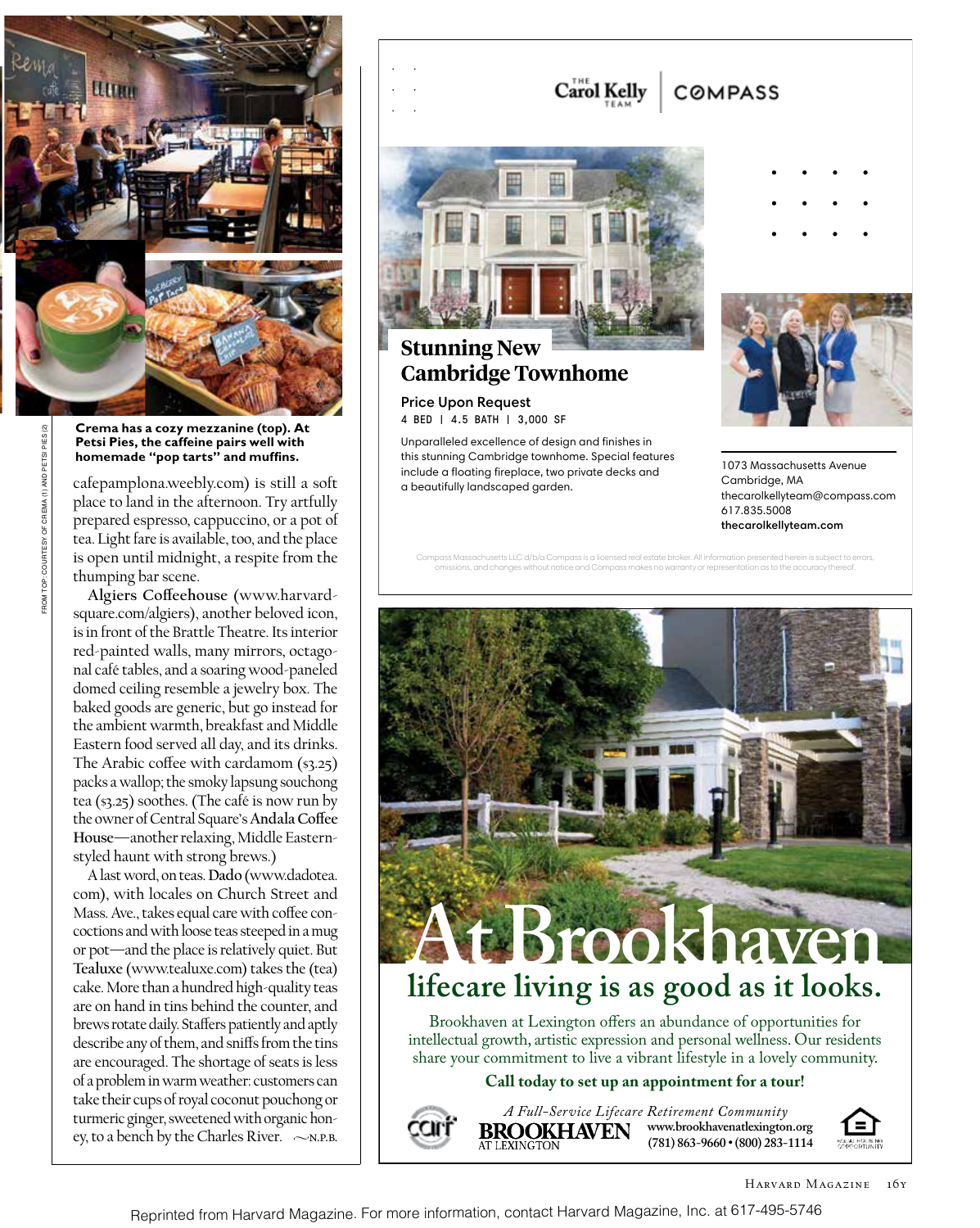Crema has a cozy mezzanine (top). At Petsi Pies, the caffeine pairs well with homemade "pop tarts" and muffins.

FROM TOP: COURTESY OF CREMA (1) AND PETSI PIES (2)

cafepamplona.weebly.com) is still a soft place to land in the afternoon. Try artfully prepared espresso, cappuccino, or a pot of tea. Light fare is available, too, and the place is open until midnight, a respite from the thumping bar scene.

**Algiers Coffeehouse** (www.harvardsquare.com/algiers), another beloved icon, is in front of the Brattle Theatre. Its interior red-painted walls, many mirrors, octagonal café tables, and a soaring wood-paneled domed ceiling resemble a jewelry box. The baked goods are generic, but go instead for the ambient warmth, breakfast and Middle Eastern food served all day, and its drinks. The Arabic coffee with cardamom ($3.25) packs a wallop; the smoky lapsung souchong tea ($3.25) soothes. (The café is now run by the owner of Central Square's **Andala Coffee House**—another relaxing, Middle Eastern-styled haunt with strong brews.)

A last word, on teas. **Dado** (www.dadotea.com), with locales on Church Street and Mass. Ave., takes equal care with coffee concoctions and with loose teas steeped in a mug or pot—and the place is relatively quiet. But **Tealuxe** (www.tealuxe.com) takes the (tea) cake. More than a hundred high-quality teas are on hand in tins behind the counter, and brews rotate daily. Staffers patiently and aptly describe any of them, and sniffs from the tins are encouraged. The shortage of seats is less of a problem in warm weather: customers can take their cups of royal coconut pouchong or turmeric ginger, sweetened with organic honey, to a bench by the Charles River. ~N.P.B.

THE Carol Kelly TEAM | COMPASS

## Stunning New Cambridge Townhome

**Price Upon Request**

4 BED | 4.5 BATH | 3,000 SF

Unparalleled excellence of design and finishes in this stunning Cambridge townhome. Special features include a floating fireplace, two private decks and a beautifully landscaped garden.

1073 Massachusetts Avenue
Cambridge, MA
thecarolkellyteam@compass.com
617.835.5008
**thecarolkellyteam.com**

Compass Massachusetts LLC d/b/a Compass is a licensed real estate broker. All information presented herein is subject to errors, omissions, and changes without notice and Compass makes no warranty or representation as to the accuracy thereof.

# At Brookhaven
## lifecare living is as good as it looks.

Brookhaven at Lexington offers an abundance of opportunities for intellectual growth, artistic expression and personal wellness. Our residents share your commitment to live a vibrant lifestyle in a lovely community.

**Call today to set up an appointment for a tour!**

*A Full-Service Lifecare Retirement Community*

BROOKHAVEN AT LEXINGTON
www.brookhavenatlexington.org
(781) 863-9660 • (800) 283-1114

Reprinted from Harvard Magazine. For more information, contact Harvard Magazine, Inc. at 617-495-5746